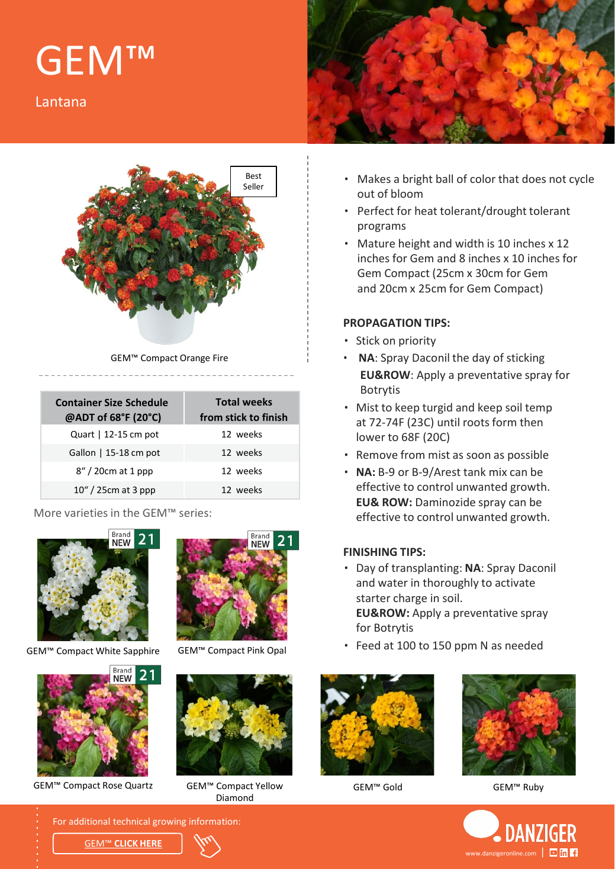# GEM™

Lantana

Best Seller

GEM™ Compact Orange Fire

- Makes a bright ball of color that does not cycle out of bloom
- Perfect for heat tolerant/drought tolerant programs
- Mature height and width is 10 inches x 12 inches for Gem and 8 inches x 10 inches for Gem Compact (25cm x 30cm for Gem and 20cm x 25cm for Gem Compact)

| Container Size Schedule @ADT of 68°F (20°C) | Total weeks from stick to finish |
|---|---|
| Quart \| 12-15 cm pot | 12 weeks |
| Gallon \| 15-18 cm pot | 12 weeks |
| 8" / 20cm at 1 ppp | 12 weeks |
| 10" / 25cm at 3 ppp | 12 weeks |

### PROPAGATION TIPS:

- Stick on priority
- **NA**: Spray Daconil the day of sticking
  **EU&ROW**: Apply a preventative spray for Botrytis
- Mist to keep turgid and keep soil temp at 72-74F (23C) until roots form then lower to 68F (20C)
- Remove from mist as soon as possible
- **NA:** B-9 or B-9/Arest tank mix can be effective to control unwanted growth.
  **EU& ROW:** Daminozide spray can be effective to control unwanted growth.

### FINISHING TIPS:

- Day of transplanting: **NA**: Spray Daconil and water in thoroughly to activate starter charge in soil.
  **EU&ROW:** Apply a preventative spray for Botrytis
- Feed at 100 to 150 ppm N as needed

More varieties in the GEM™ series:

Brand NEW 21 — GEM™ Compact White Sapphire

Brand NEW 21 — GEM™ Compact Pink Opal

Brand NEW 21 — GEM™ Compact Rose Quartz

GEM™ Compact Yellow Diamond

GEM™ Gold

GEM™ Ruby

For additional technical growing information:

GEM™ CLICK HERE

DANZIGER

www.danzigeronline.com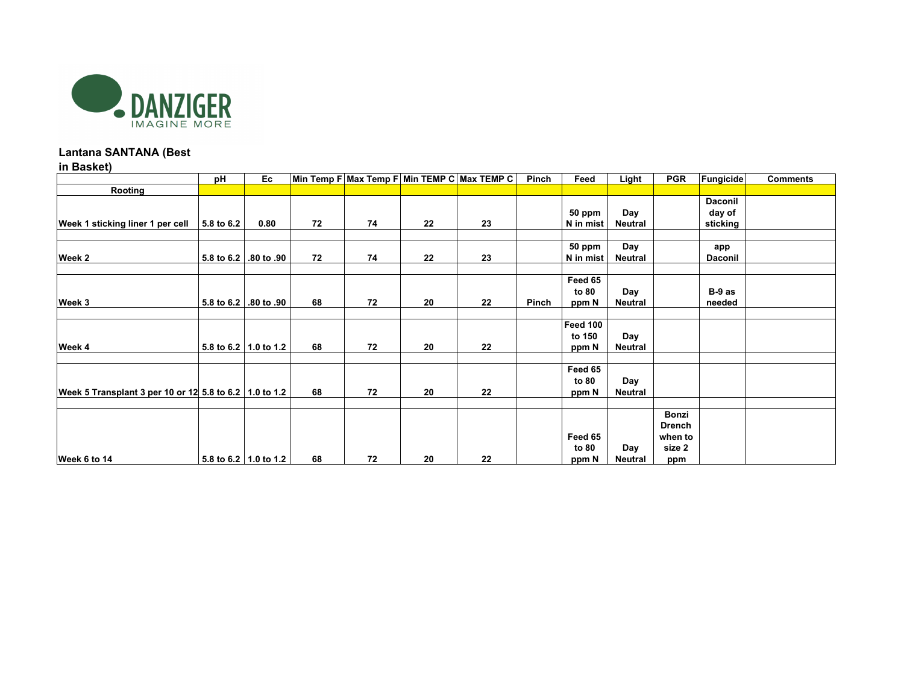DANZIGER
IMAGINE MORE

**Lantana SANTANA (Best in Basket)**

| | pH | Ec | Min Temp F | Max Temp F | Min TEMP C | Max TEMP C | Pinch | Feed | Light | PGR | Fungicide | Comments |
|---|---|---|---|---|---|---|---|---|---|---|---|---|
| Rooting | | | | | | | | | | | | |
| Week 1 sticking liner 1 per cell | 5.8 to 6.2 | 0.80 | 72 | 74 | 22 | 23 | | 50 ppm N in mist | Day Neutral | | Daconil day of sticking | |
| Week 2 | 5.8 to 6.2 | .80 to .90 | 72 | 74 | 22 | 23 | | 50 ppm N in mist | Day Neutral | | app Daconil | |
| Week 3 | 5.8 to 6.2 | .80 to .90 | 68 | 72 | 20 | 22 | Pinch | Feed 65 to 80 ppm N | Day Neutral | | B-9 as needed | |
| Week 4 | 5.8 to 6.2 | 1.0 to 1.2 | 68 | 72 | 20 | 22 | | Feed 100 to 150 ppm N | Day Neutral | | | |
| Week 5 Transplant 3 per 10 or 12 | 5.8 to 6.2 | 1.0 to 1.2 | 68 | 72 | 20 | 22 | | Feed 65 to 80 ppm N | Day Neutral | | | |
| Week 6 to 14 | 5.8 to 6.2 | 1.0 to 1.2 | 68 | 72 | 20 | 22 | | Feed 65 to 80 ppm N | Day Neutral | Bonzi Drench when to size 2 ppm | | |